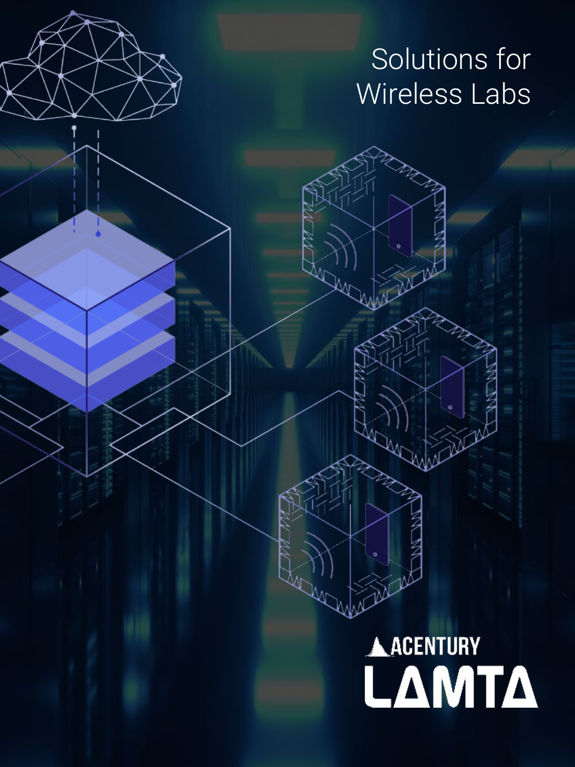# Solutions for Wireless Labs

ACENTURY

LAMTA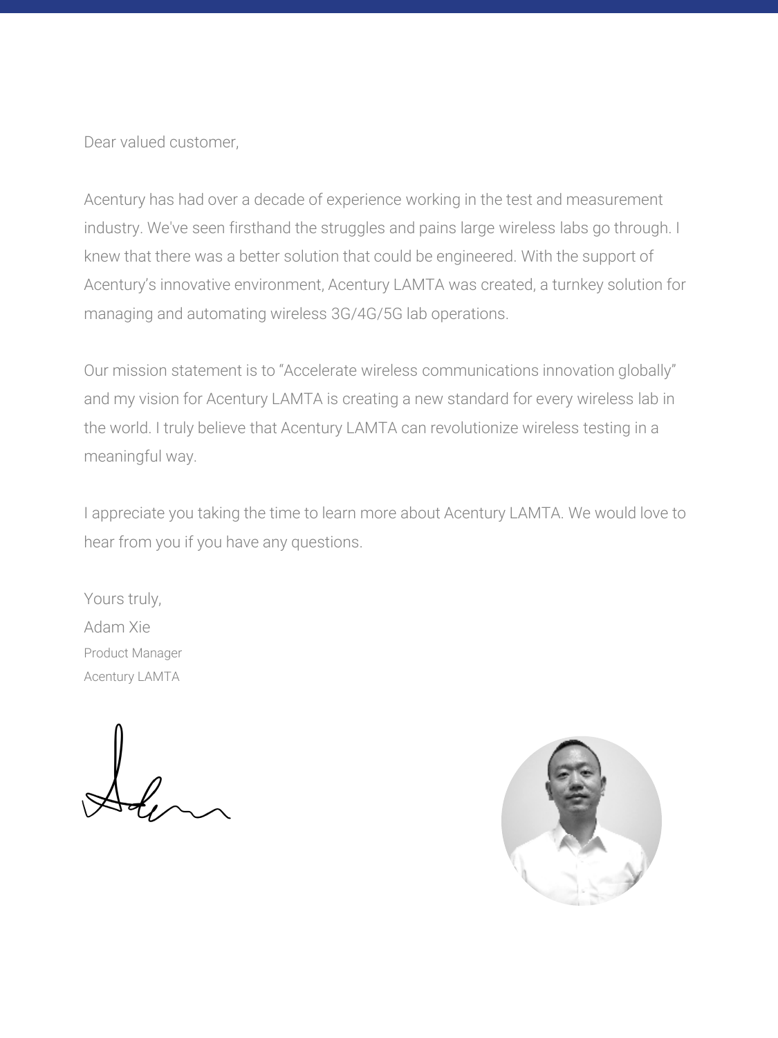Dear valued customer,

Acentury has had over a decade of experience working in the test and measurement industry. We've seen firsthand the struggles and pains large wireless labs go through. I knew that there was a better solution that could be engineered. With the support of Acentury's innovative environment, Acentury LAMTA was created, a turnkey solution for managing and automating wireless 3G/4G/5G lab operations.

Our mission statement is to "Accelerate wireless communications innovation globally" and my vision for Acentury LAMTA is creating a new standard for every wireless lab in the world. I truly believe that Acentury LAMTA can revolutionize wireless testing in a meaningful way.

I appreciate you taking the time to learn more about Acentury LAMTA. We would love to hear from you if you have any questions.

Yours truly,
Adam Xie
Product Manager
Acentury LAMTA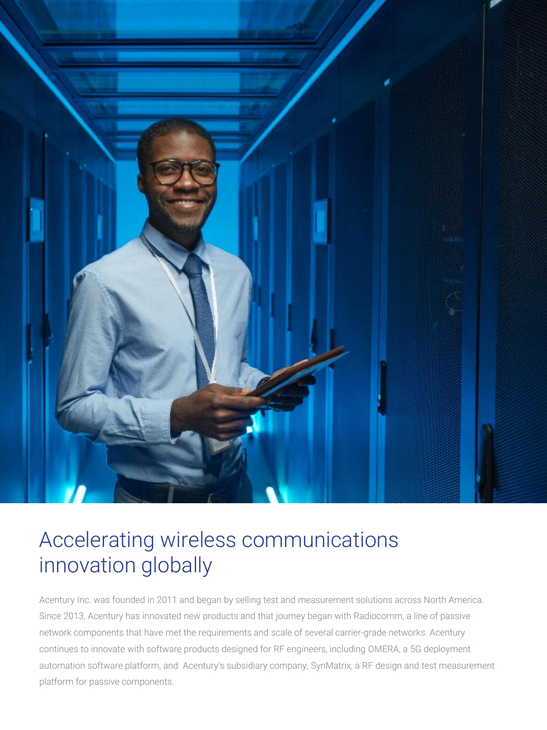# Accelerating wireless communications innovation globally

Acentury Inc. was founded in 2011 and began by selling test and measurement solutions across North America. Since 2013, Acentury has innovated new products and that journey began with Radiocomm, a line of passive network components that have met the requirements and scale of several carrier-grade networks. Acentury continues to innovate with software products designed for RF engineers, including OMERA, a 5G deployment automation software platform, and  Acentury's subsidiary company, SynMatrix, a RF design and test measurement platform for passive components.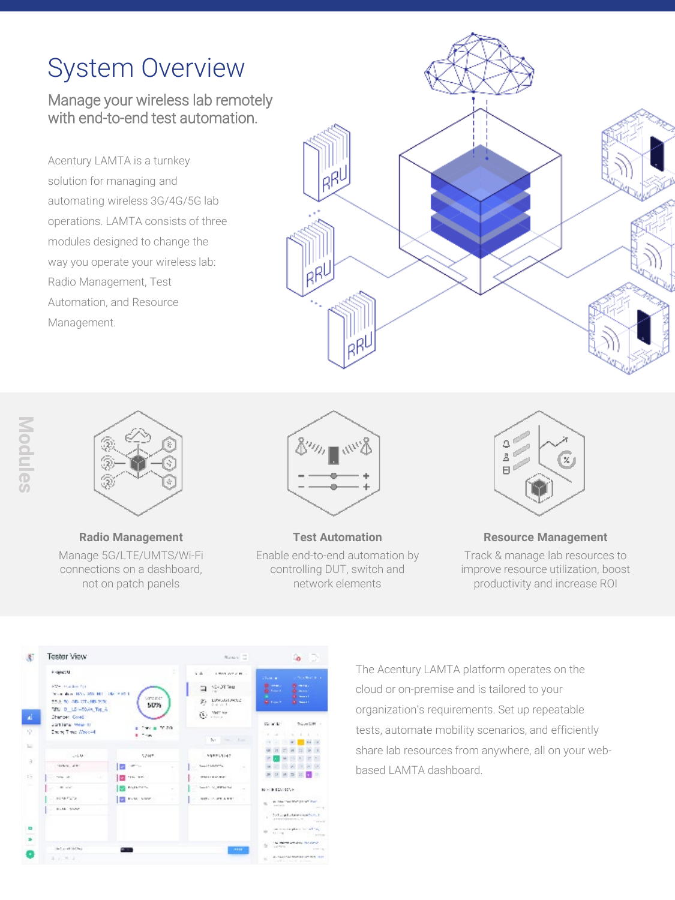# System Overview

## Manage your wireless lab remotely with end-to-end test automation.

Acentury LAMTA is a turnkey solution for managing and automating wireless 3G/4G/5G lab operations. LAMTA consists of three modules designed to change the way you operate your wireless lab: Radio Management, Test Automation, and Resource Management.

## Modules

### Radio Management

Manage 5G/LTE/UMTS/Wi-Fi connections on a dashboard, not on patch panels

### Test Automation

Enable end-to-end automation by controlling DUT, switch and network elements

### Resource Management

Track & manage lab resources to improve resource utilization, boost productivity and increase ROI

The Acentury LAMTA platform operates on the cloud or on-premise and is tailored to your organization's requirements. Set up repeatable tests, automate mobility scenarios, and efficiently share lab resources from anywhere, all on your web-based LAMTA dashboard.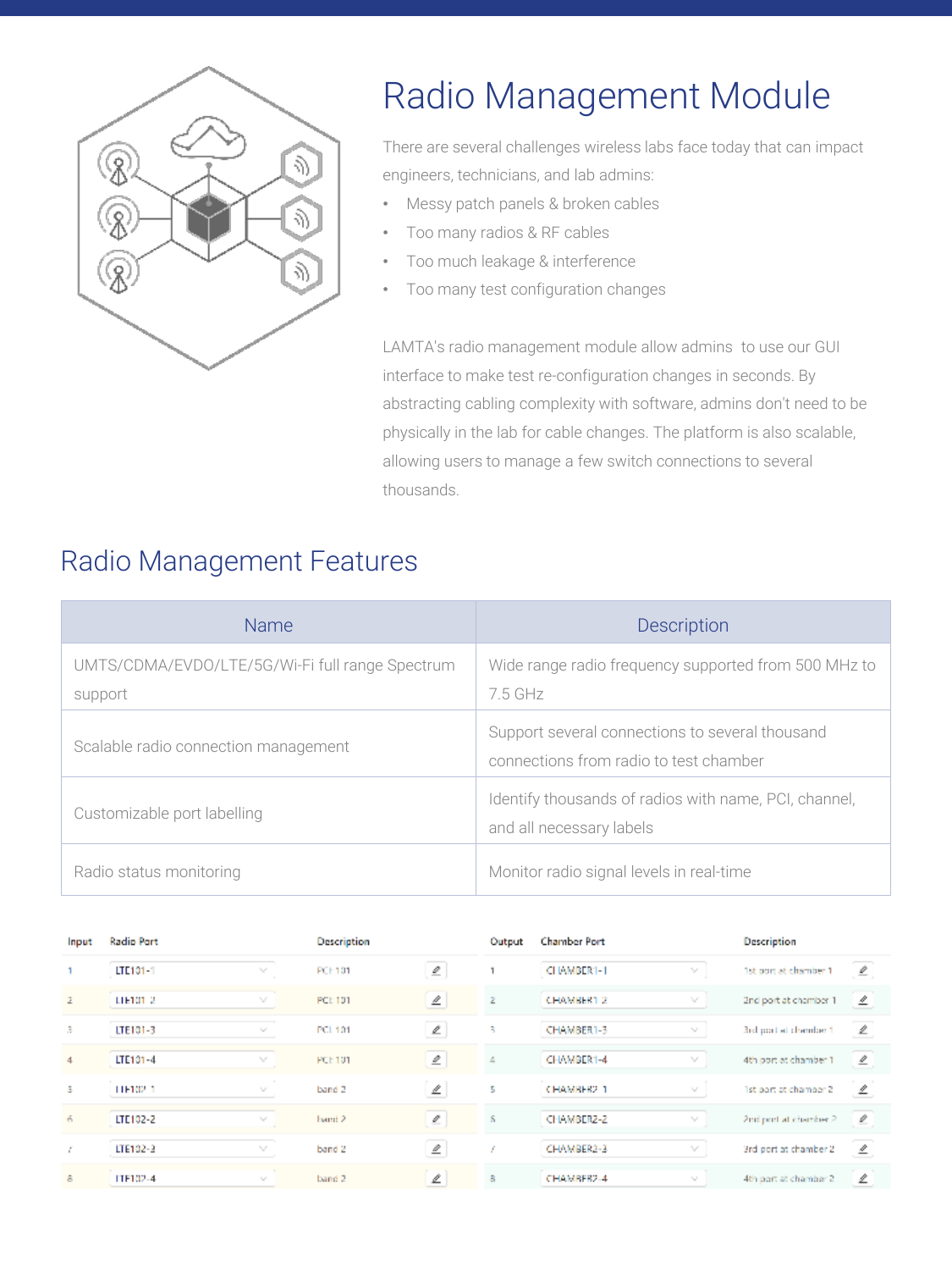# Radio Management Module

There are several challenges wireless labs face today that can impact engineers, technicians, and lab admins:

- Messy patch panels & broken cables
- Too many radios & RF cables
- Too much leakage & interference
- Too many test configuration changes

LAMTA's radio management module allow admins to use our GUI interface to make test re-configuration changes in seconds. By abstracting cabling complexity with software, admins don't need to be physically in the lab for cable changes. The platform is also scalable, allowing users to manage a few switch connections to several thousands.

## Radio Management Features

| Name | Description |
|---|---|
| UMTS/CDMA/EVDO/LTE/5G/Wi-Fi full range Spectrum support | Wide range radio frequency supported from 500 MHz to 7.5 GHz |
| Scalable radio connection management | Support several connections to several thousand connections from radio to test chamber |
| Customizable port labelling | Identify thousands of radios with name, PCI, channel, and all necessary labels |
| Radio status monitoring | Monitor radio signal levels in real-time |

| Input | Radio Port | Description | Output | Chamber Port | Description |
|---|---|---|---|---|---|
| 1 | LTE101-1 | PCI 101 | 1 | CHAMBER1-1 | 1st port at chamber 1 |
| 2 | LTE101-2 | PCI 101 | 2 | CHAMBER1-2 | 2nd port at chamber 1 |
| 3 | LTE101-3 | PCI 101 | 3 | CHAMBER1-3 | 3rd port at chamber 1 |
| 4 | LTE101-4 | PCI 101 | 4 | CHAMBER1-4 | 4th port at chamber 1 |
| 5 | LTE102-1 | band 2 | 5 | CHAMBER2-1 | 1st port at chamber 2 |
| 6 | LTE102-2 | band 2 | 6 | CHAMBER2-2 | 2nd port at chamber 2 |
| 7 | LTE102-3 | band 2 | 7 | CHAMBER2-3 | 3rd port at chamber 2 |
| 8 | LTE102-4 | band 2 | 8 | CHAMBER2-4 | 4th port at chamber 2 |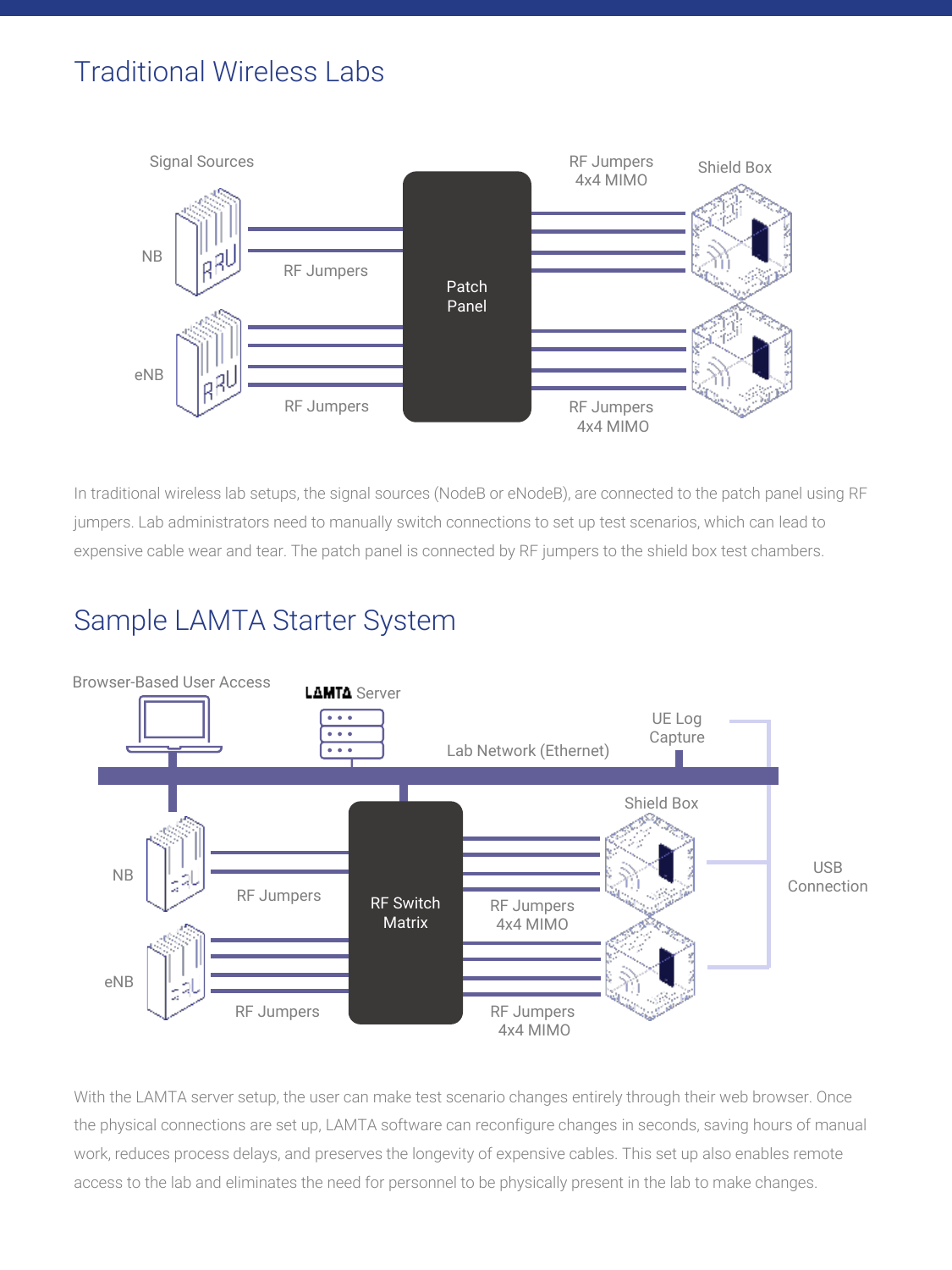## Traditional Wireless Labs

In traditional wireless lab setups, the signal sources (NodeB or eNodeB), are connected to the patch panel using RF jumpers. Lab administrators need to manually switch connections to set up test scenarios, which can lead to expensive cable wear and tear. The patch panel is connected by RF jumpers to the shield box test chambers.

## Sample LAMTA Starter System

With the LAMTA server setup, the user can make test scenario changes entirely through their web browser. Once the physical connections are set up, LAMTA software can reconfigure changes in seconds, saving hours of manual work, reduces process delays, and preserves the longevity of expensive cables. This set up also enables remote access to the lab and eliminates the need for personnel to be physically present in the lab to make changes.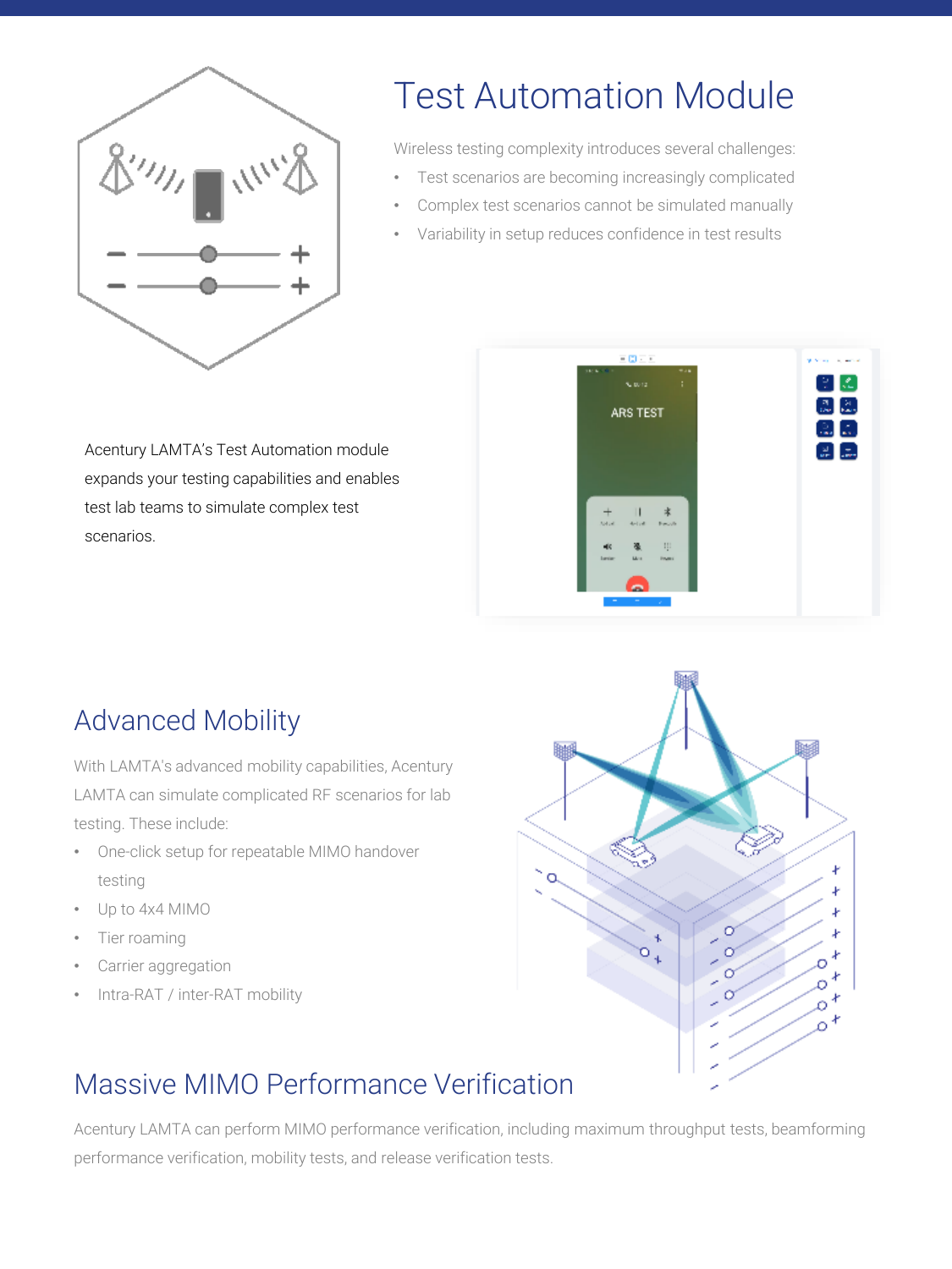# Test Automation Module

Wireless testing complexity introduces several challenges:

- Test scenarios are becoming increasingly complicated
- Complex test scenarios cannot be simulated manually
- Variability in setup reduces confidence in test results

Acentury LAMTA's Test Automation module expands your testing capabilities and enables test lab teams to simulate complex test scenarios.

## Advanced Mobility

With LAMTA's advanced mobility capabilities, Acentury LAMTA can simulate complicated RF scenarios for lab testing. These include:

- One-click setup for repeatable MIMO handover testing
- Up to 4x4 MIMO
- Tier roaming
- Carrier aggregation
- Intra-RAT / inter-RAT mobility

## Massive MIMO Performance Verification

Acentury LAMTA can perform MIMO performance verification, including maximum throughput tests, beamforming performance verification, mobility tests, and release verification tests.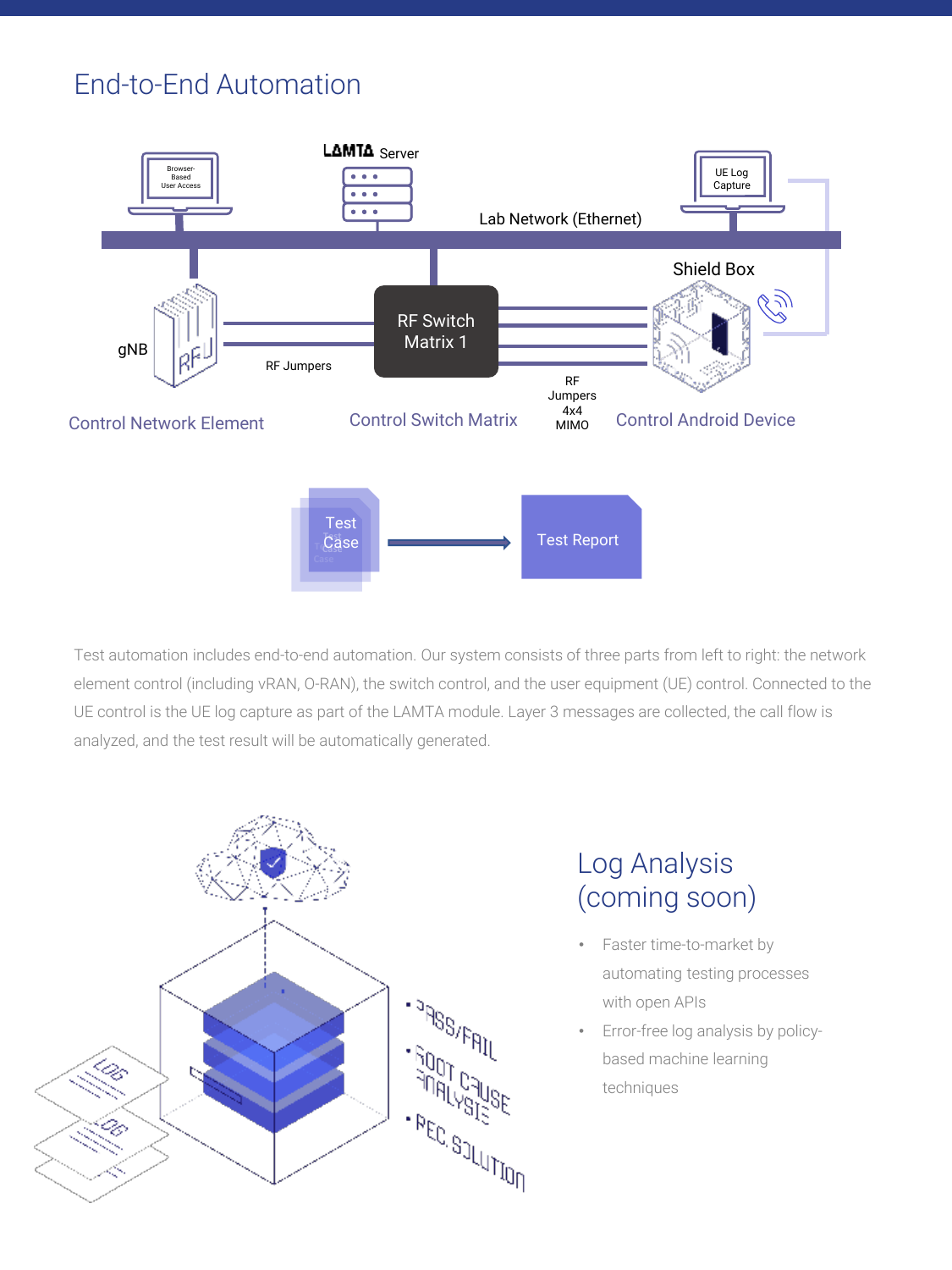# End-to-End Automation

Test automation includes end-to-end automation. Our system consists of three parts from left to right: the network element control (including vRAN, O-RAN), the switch control, and the user equipment (UE) control. Connected to the UE control is the UE log capture as part of the LAMTA module. Layer 3 messages are collected, the call flow is analyzed, and the test result will be automatically generated.

## Log Analysis (coming soon)

- Faster time-to-market by automating testing processes with open APIs
- Error-free log analysis by policy-based machine learning techniques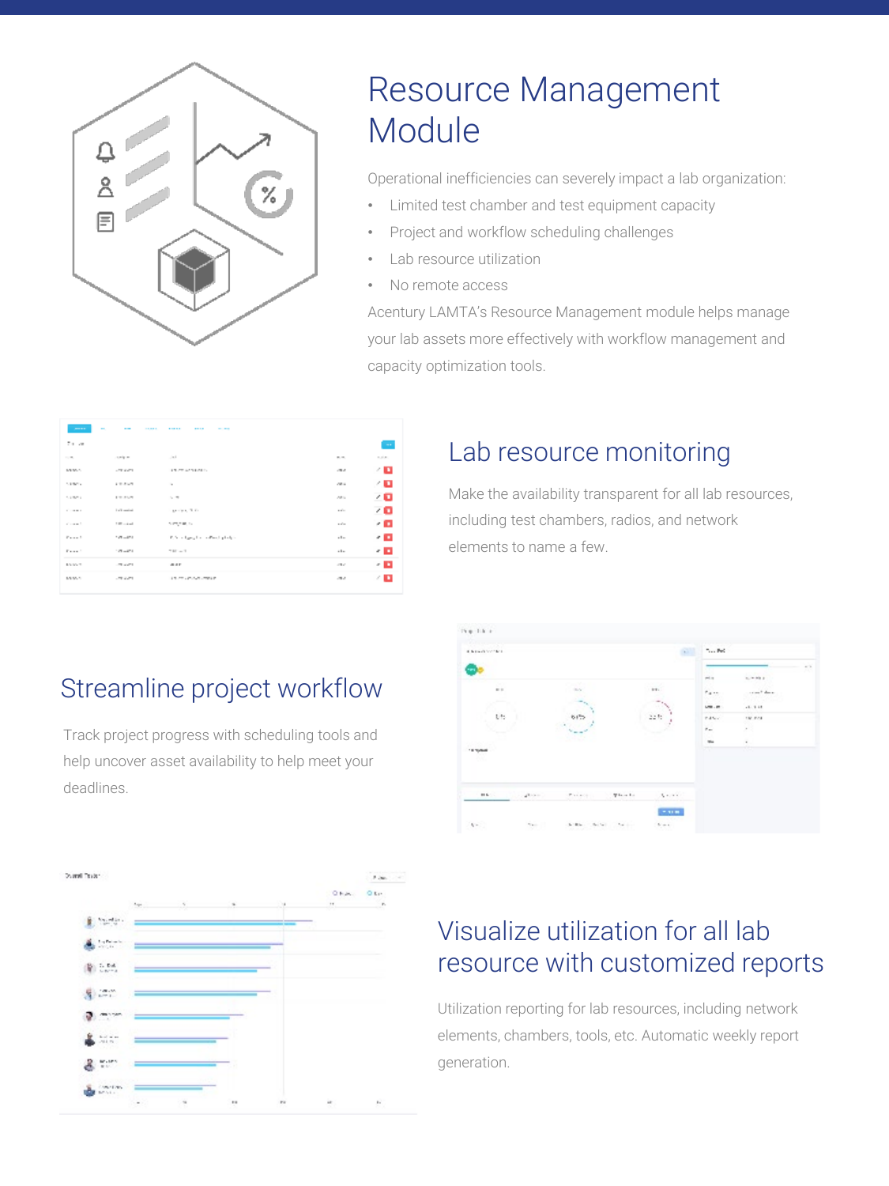# Resource Management Module

Operational inefficiencies can severely impact a lab organization:

- Limited test chamber and test equipment capacity
- Project and workflow scheduling challenges
- Lab resource utilization
- No remote access

Acentury LAMTA's Resource Management module helps manage your lab assets more effectively with workflow management and capacity optimization tools.

## Lab resource monitoring

Make the availability transparent for all lab resources, including test chambers, radios, and network elements to name a few.

## Streamline project workflow

Track project progress with scheduling tools and help uncover asset availability to help meet your deadlines.

## Visualize utilization for all lab resource with customized reports

Utilization reporting for lab resources, including network elements, chambers, tools, etc. Automatic weekly report generation.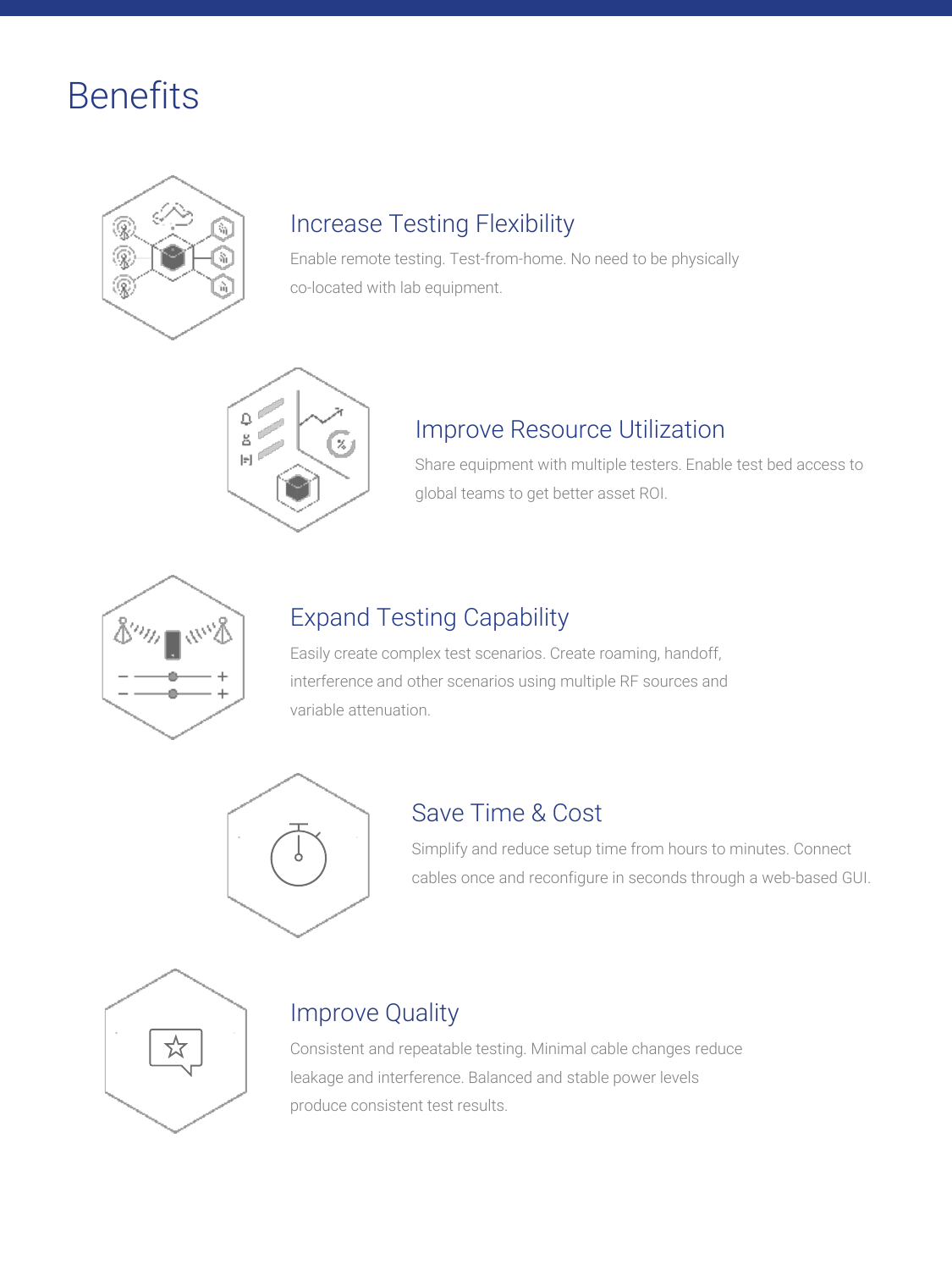# Benefits

## Increase Testing Flexibility

Enable remote testing. Test-from-home. No need to be physically co-located with lab equipment.

## Improve Resource Utilization

Share equipment with multiple testers. Enable test bed access to global teams to get better asset ROI.

## Expand Testing Capability

Easily create complex test scenarios. Create roaming, handoff, interference and other scenarios using multiple RF sources and variable attenuation.

## Save Time & Cost

Simplify and reduce setup time from hours to minutes. Connect cables once and reconfigure in seconds through a web-based GUI.

## Improve Quality

Consistent and repeatable testing. Minimal cable changes reduce leakage and interference. Balanced and stable power levels produce consistent test results.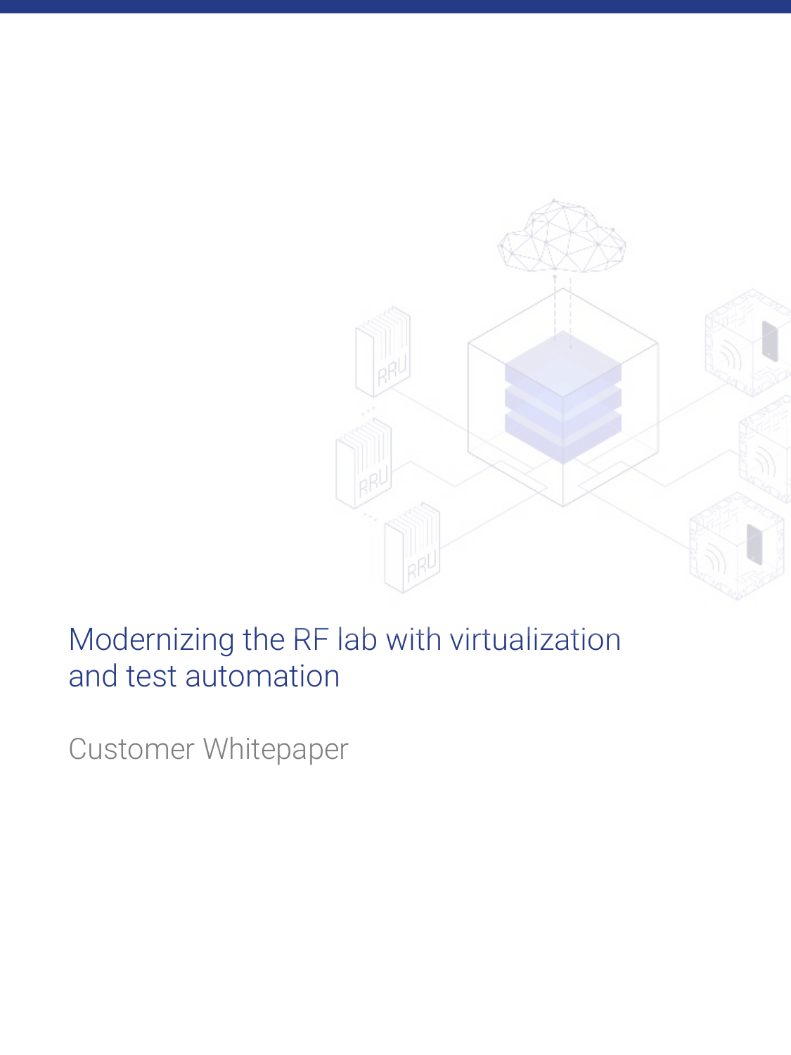# Modernizing the RF lab with virtualization and test automation

Customer Whitepaper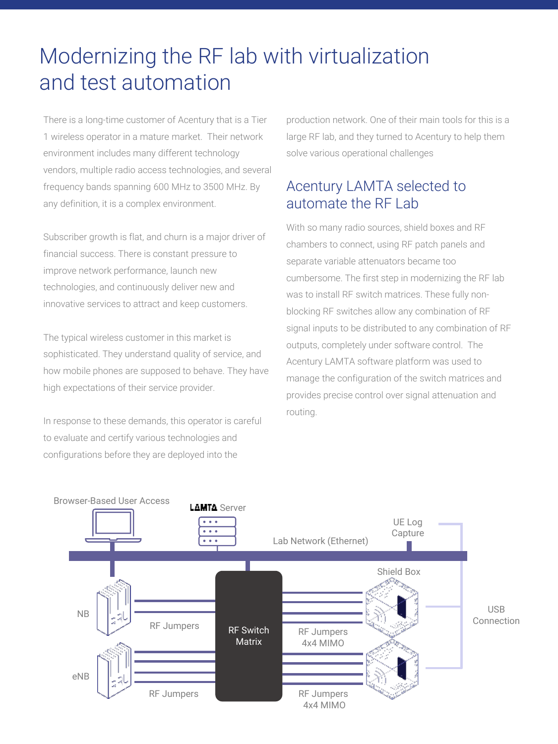# Modernizing the RF lab with virtualization and test automation

There is a long-time customer of Acentury that is a Tier 1 wireless operator in a mature market. Their network environment includes many different technology vendors, multiple radio access technologies, and several frequency bands spanning 600 MHz to 3500 MHz. By any definition, it is a complex environment.

Subscriber growth is flat, and churn is a major driver of financial success. There is constant pressure to improve network performance, launch new technologies, and continuously deliver new and innovative services to attract and keep customers.

The typical wireless customer in this market is sophisticated. They understand quality of service, and how mobile phones are supposed to behave. They have high expectations of their service provider.

In response to these demands, this operator is careful to evaluate and certify various technologies and configurations before they are deployed into the production network. One of their main tools for this is a large RF lab, and they turned to Acentury to help them solve various operational challenges

## Acentury LAMTA selected to automate the RF Lab

With so many radio sources, shield boxes and RF chambers to connect, using RF patch panels and separate variable attenuators became too cumbersome. The first step in modernizing the RF lab was to install RF switch matrices. These fully non-blocking RF switches allow any combination of RF signal inputs to be distributed to any combination of RF outputs, completely under software control. The Acentury LAMTA software platform was used to manage the configuration of the switch matrices and provides precise control over signal attenuation and routing.

Browser-Based User Access

LAMTA Server

Lab Network (Ethernet)

UE Log Capture

Shield Box

USB Connection

NB

eNB

RF Jumpers

RF Jumpers

RF Switch Matrix

RF Jumpers 4x4 MIMO

RF Jumpers 4x4 MIMO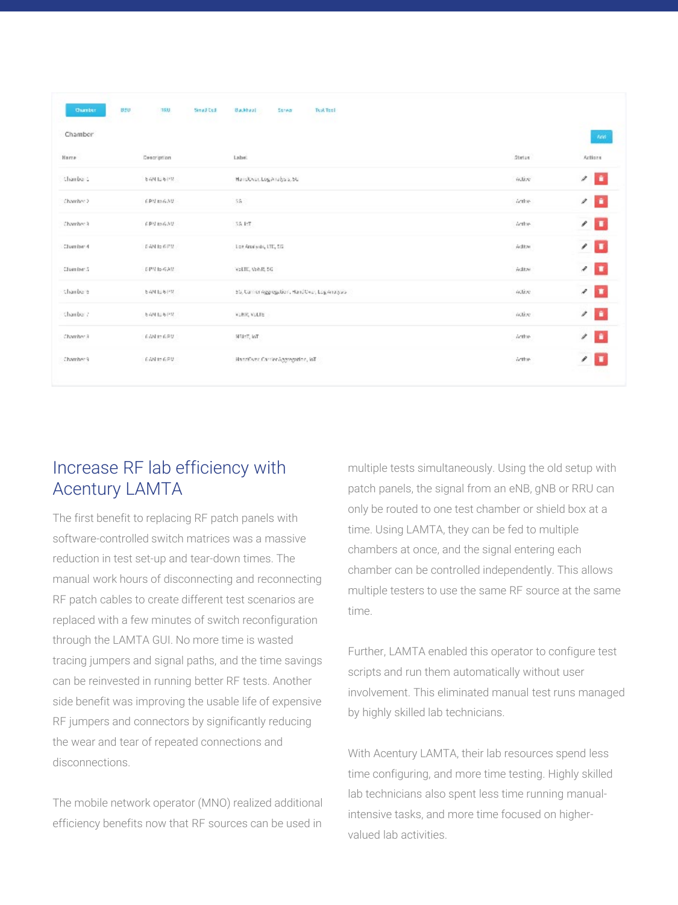## Increase RF lab efficiency with Acentury LAMTA

The first benefit to replacing RF patch panels with software-controlled switch matrices was a massive reduction in test set-up and tear-down times. The manual work hours of disconnecting and reconnecting RF patch cables to create different test scenarios are replaced with a few minutes of switch reconfiguration through the LAMTA GUI. No more time is wasted tracing jumpers and signal paths, and the time savings can be reinvested in running better RF tests. Another side benefit was improving the usable life of expensive RF jumpers and connectors by significantly reducing the wear and tear of repeated connections and disconnections.

The mobile network operator (MNO) realized additional efficiency benefits now that RF sources can be used in multiple tests simultaneously. Using the old setup with patch panels, the signal from an eNB, gNB or RRU can only be routed to one test chamber or shield box at a time. Using LAMTA, they can be fed to multiple chambers at once, and the signal entering each chamber can be controlled independently. This allows multiple testers to use the same RF source at the same time.

Further, LAMTA enabled this operator to configure test scripts and run them automatically without user involvement. This eliminated manual test runs managed by highly skilled lab technicians.

With Acentury LAMTA, their lab resources spend less time configuring, and more time testing. Highly skilled lab technicians also spent less time running manual-intensive tasks, and more time focused on higher-valued lab activities.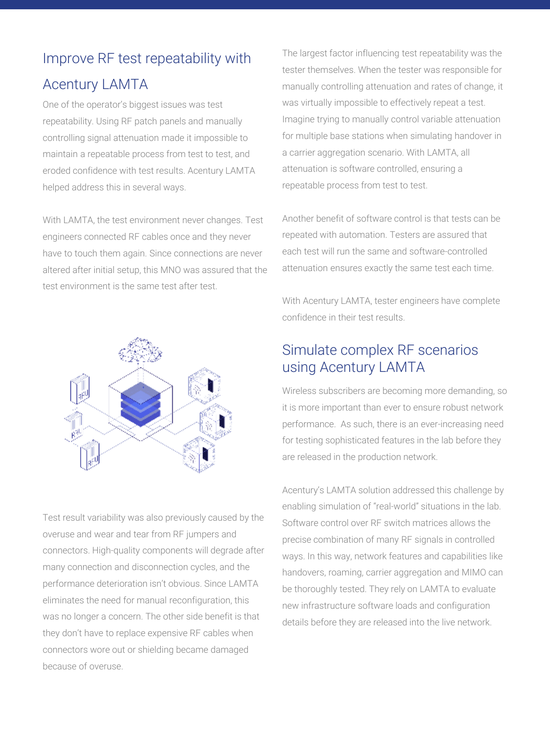## Improve RF test repeatability with Acentury LAMTA

One of the operator's biggest issues was test repeatability. Using RF patch panels and manually controlling signal attenuation made it impossible to maintain a repeatable process from test to test, and eroded confidence with test results. Acentury LAMTA helped address this in several ways.

With LAMTA, the test environment never changes. Test engineers connected RF cables once and they never have to touch them again. Since connections are never altered after initial setup, this MNO was assured that the test environment is the same test after test.

Test result variability was also previously caused by the overuse and wear and tear from RF jumpers and connectors. High-quality components will degrade after many connection and disconnection cycles, and the performance deterioration isn't obvious. Since LAMTA eliminates the need for manual reconfiguration, this was no longer a concern. The other side benefit is that they don't have to replace expensive RF cables when connectors wore out or shielding became damaged because of overuse.

The largest factor influencing test repeatability was the tester themselves. When the tester was responsible for manually controlling attenuation and rates of change, it was virtually impossible to effectively repeat a test. Imagine trying to manually control variable attenuation for multiple base stations when simulating handover in a carrier aggregation scenario. With LAMTA, all attenuation is software controlled, ensuring a repeatable process from test to test.

Another benefit of software control is that tests can be repeated with automation. Testers are assured that each test will run the same and software-controlled attenuation ensures exactly the same test each time.

With Acentury LAMTA, tester engineers have complete confidence in their test results.

## Simulate complex RF scenarios using Acentury LAMTA

Wireless subscribers are becoming more demanding, so it is more important than ever to ensure robust network performance. As such, there is an ever-increasing need for testing sophisticated features in the lab before they are released in the production network.

Acentury's LAMTA solution addressed this challenge by enabling simulation of "real-world" situations in the lab. Software control over RF switch matrices allows the precise combination of many RF signals in controlled ways. In this way, network features and capabilities like handovers, roaming, carrier aggregation and MIMO can be thoroughly tested. They rely on LAMTA to evaluate new infrastructure software loads and configuration details before they are released into the live network.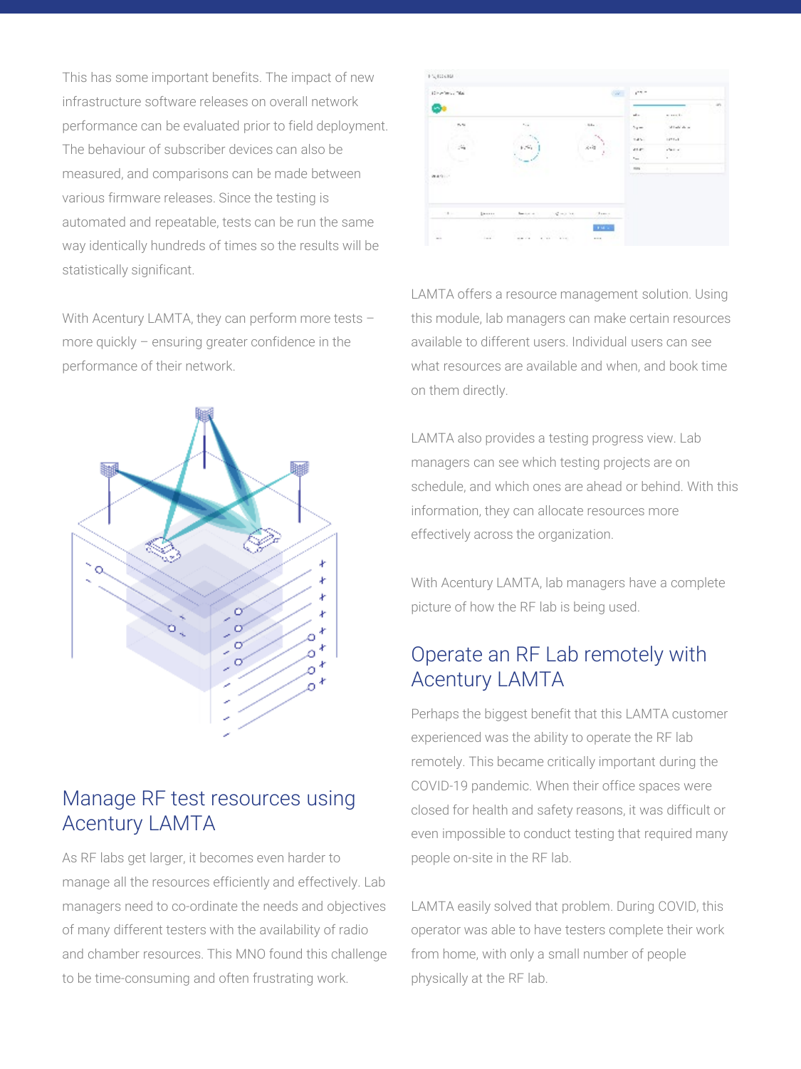This has some important benefits. The impact of new infrastructure software releases on overall network performance can be evaluated prior to field deployment. The behaviour of subscriber devices can also be measured, and comparisons can be made between various firmware releases. Since the testing is automated and repeatable, tests can be run the same way identically hundreds of times so the results will be statistically significant.

With Acentury LAMTA, they can perform more tests – more quickly – ensuring greater confidence in the performance of their network.

## Manage RF test resources using Acentury LAMTA

As RF labs get larger, it becomes even harder to manage all the resources efficiently and effectively. Lab managers need to co-ordinate the needs and objectives of many different testers with the availability of radio and chamber resources. This MNO found this challenge to be time-consuming and often frustrating work.

LAMTA offers a resource management solution. Using this module, lab managers can make certain resources available to different users. Individual users can see what resources are available and when, and book time on them directly.

LAMTA also provides a testing progress view. Lab managers can see which testing projects are on schedule, and which ones are ahead or behind. With this information, they can allocate resources more effectively across the organization.

With Acentury LAMTA, lab managers have a complete picture of how the RF lab is being used.

## Operate an RF Lab remotely with Acentury LAMTA

Perhaps the biggest benefit that this LAMTA customer experienced was the ability to operate the RF lab remotely. This became critically important during the COVID-19 pandemic. When their office spaces were closed for health and safety reasons, it was difficult or even impossible to conduct testing that required many people on-site in the RF lab.

LAMTA easily solved that problem. During COVID, this operator was able to have testers complete their work from home, with only a small number of people physically at the RF lab.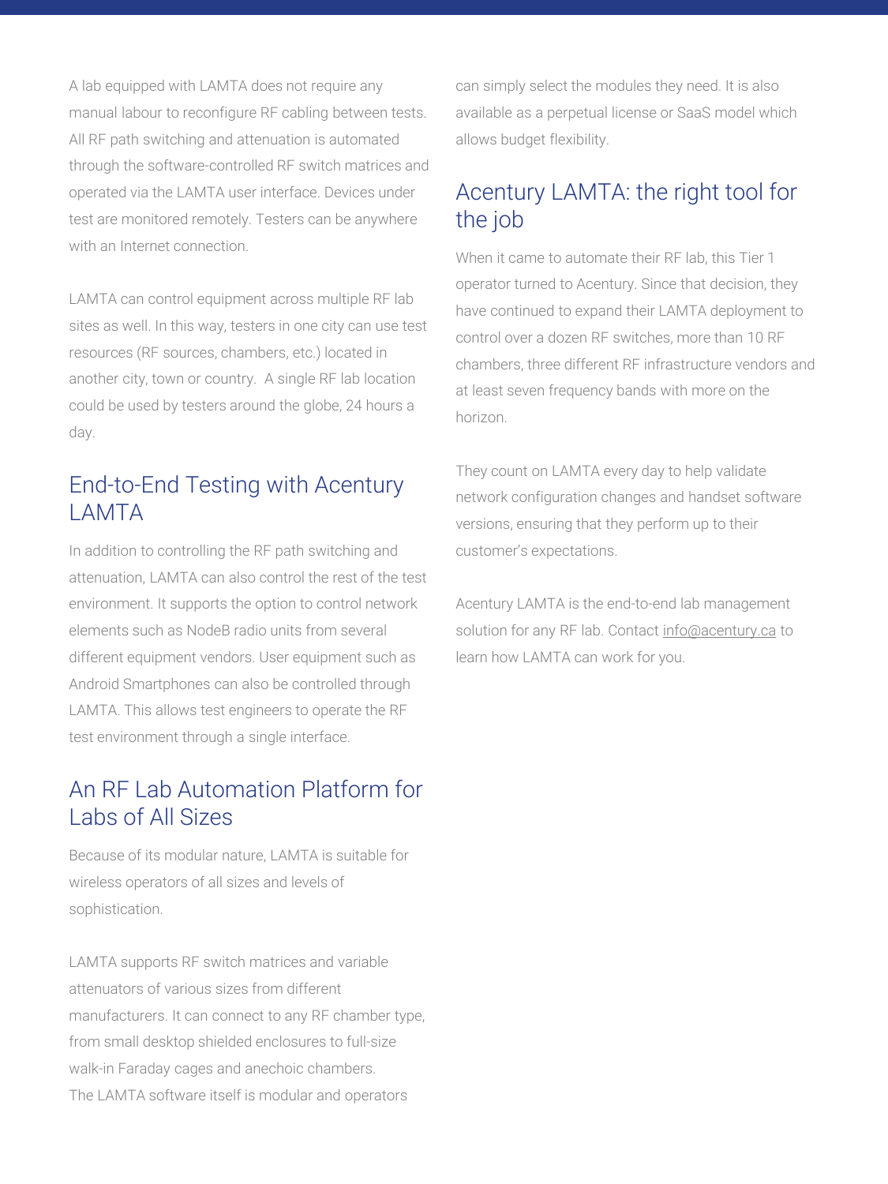A lab equipped with LAMTA does not require any manual labour to reconfigure RF cabling between tests. All RF path switching and attenuation is automated through the software-controlled RF switch matrices and operated via the LAMTA user interface. Devices under test are monitored remotely. Testers can be anywhere with an Internet connection.

LAMTA can control equipment across multiple RF lab sites as well. In this way, testers in one city can use test resources (RF sources, chambers, etc.) located in another city, town or country. A single RF lab location could be used by testers around the globe, 24 hours a day.

## End-to-End Testing with Acentury LAMTA

In addition to controlling the RF path switching and attenuation, LAMTA can also control the rest of the test environment. It supports the option to control network elements such as NodeB radio units from several different equipment vendors. User equipment such as Android Smartphones can also be controlled through LAMTA. This allows test engineers to operate the RF test environment through a single interface.

## An RF Lab Automation Platform for Labs of All Sizes

Because of its modular nature, LAMTA is suitable for wireless operators of all sizes and levels of sophistication.

LAMTA supports RF switch matrices and variable attenuators of various sizes from different manufacturers. It can connect to any RF chamber type, from small desktop shielded enclosures to full-size walk-in Faraday cages and anechoic chambers. The LAMTA software itself is modular and operators can simply select the modules they need. It is also available as a perpetual license or SaaS model which allows budget flexibility.

## Acentury LAMTA: the right tool for the job

When it came to automate their RF lab, this Tier 1 operator turned to Acentury. Since that decision, they have continued to expand their LAMTA deployment to control over a dozen RF switches, more than 10 RF chambers, three different RF infrastructure vendors and at least seven frequency bands with more on the horizon.

They count on LAMTA every day to help validate network configuration changes and handset software versions, ensuring that they perform up to their customer's expectations.

Acentury LAMTA is the end-to-end lab management solution for any RF lab. Contact info@acentury.ca to learn how LAMTA can work for you.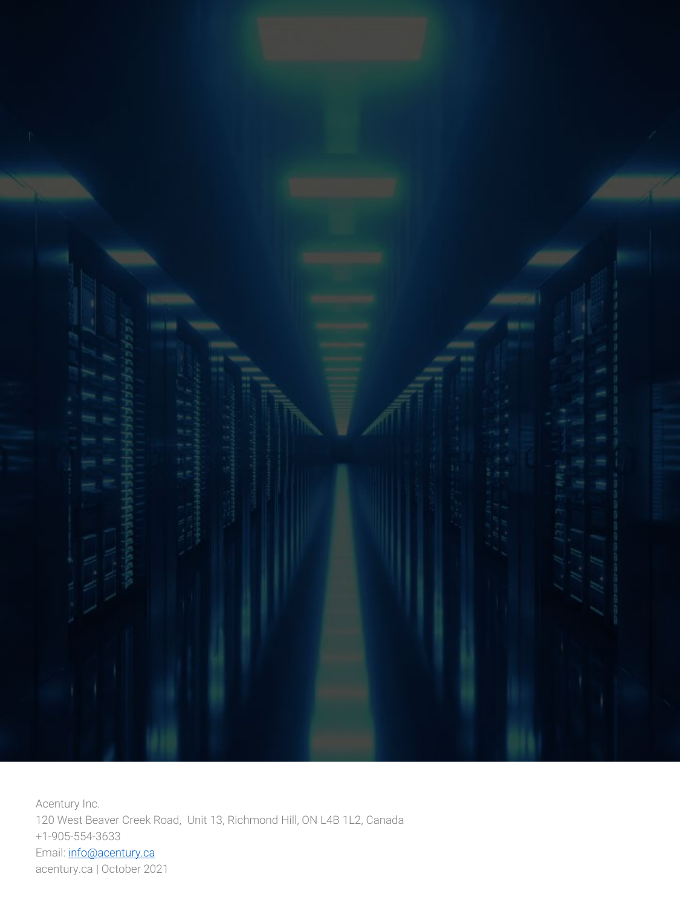Acentury Inc.
120 West Beaver Creek Road, Unit 13, Richmond Hill, ON L4B 1L2, Canada
+1-905-554-3633
Email: info@acentury.ca
acentury.ca | October 2021